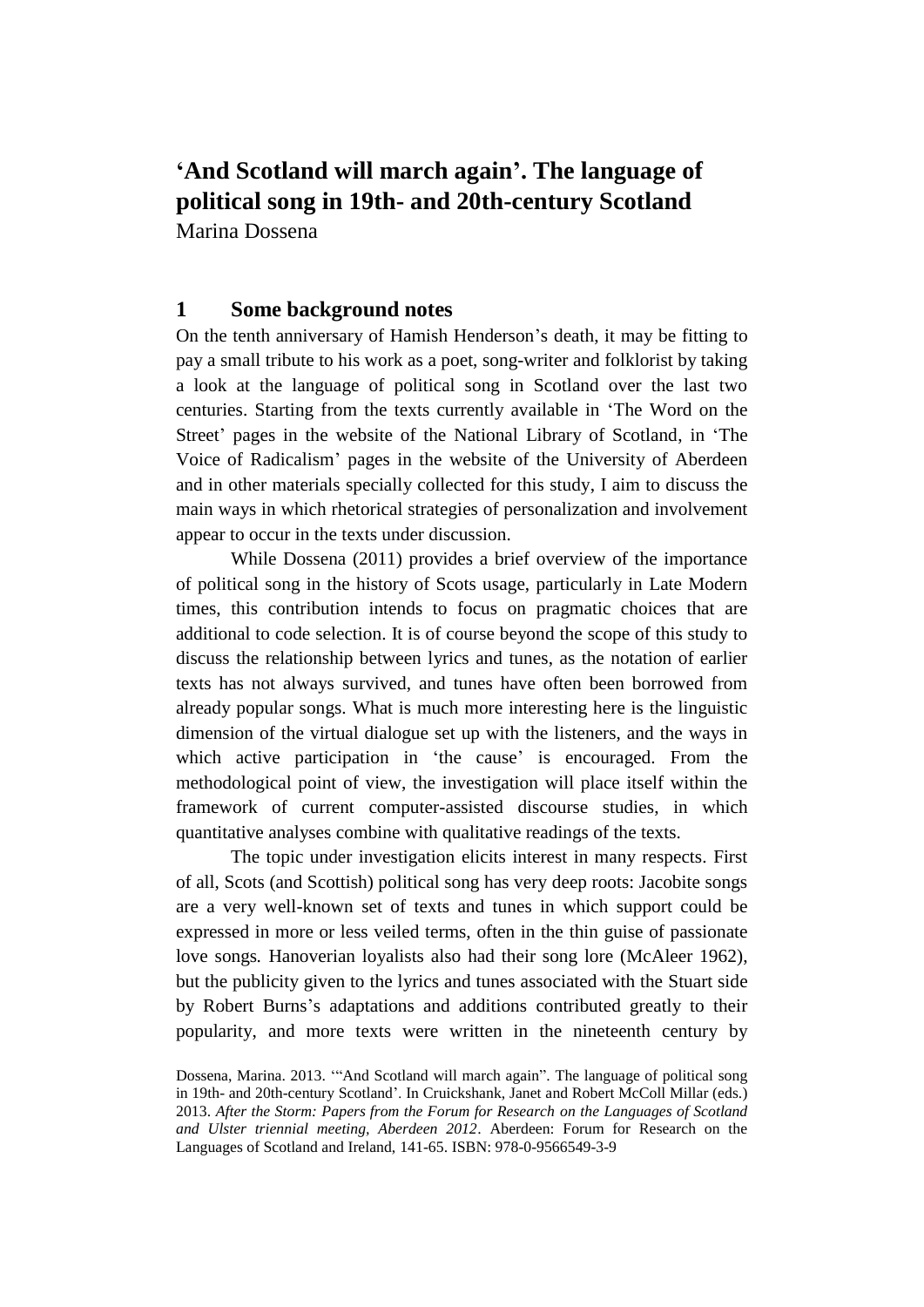# 'And Scotland will march again'. The language of political song in 19th- and 20th-century Scotland

Marina Dossena

## 1 Some background notes

On the tenth anniversary of Hamish Henderson's death, it may be fitting to pay a small tribute to his work as a poet, song-writer and folklorist by taking a look at the language of political song in Scotland over the last two centuries. Starting from the texts currently available in 'The Word on the Street' pages in the website of the National Library of Scotland, in 'The Voice of Radicalism' pages in the website of the University of Aberdeen and in other materials specially collected for this study, I aim to discuss the main ways in which rhetorical strategies of personalization and involvement appear to occur in the texts under discussion.

While Dossena (2011) provides a brief overview of the importance of political song in the history of Scots usage, particularly in Late Modern times, this contribution intends to focus on pragmatic choices that are additional to code selection. It is of course beyond the scope of this study to discuss the relationship between lyrics and tunes, as the notation of earlier texts has not always survived, and tunes have often been borrowed from already popular songs. What is much more interesting here is the linguistic dimension of the virtual dialogue set up with the listeners, and the ways in which active participation in 'the cause' is encouraged. From the methodological point of view, the investigation will place itself within the framework of current computer-assisted discourse studies, in which quantitative analyses combine with qualitative readings of the texts.

The topic under investigation elicits interest in many respects. First of all, Scots (and Scottish) political song has very deep roots: Jacobite songs are a very well-known set of texts and tunes in which support could be expressed in more or less veiled terms, often in the thin guise of passionate love songs. Hanoverian loyalists also had their song lore (McAleer 1962), but the publicity given to the lyrics and tunes associated with the Stuart side by Robert Burns's adaptations and additions contributed greatly to their popularity, and more texts were written in the nineteenth century by

Dossena, Marina. 2013. '"And Scotland will march again". The language of political song in 19th- and 20th-century Scotland'. In Cruickshank, Janet and Robert McColl Millar (eds.) 2013. *After the Storm: Papers from the Forum for Research on the Languages of Scotland and Ulster triennial meeting, Aberdeen 2012*. Aberdeen: Forum for Research on the Languages of Scotland and Ireland, 141-65. ISBN: 978-0-9566549-3-9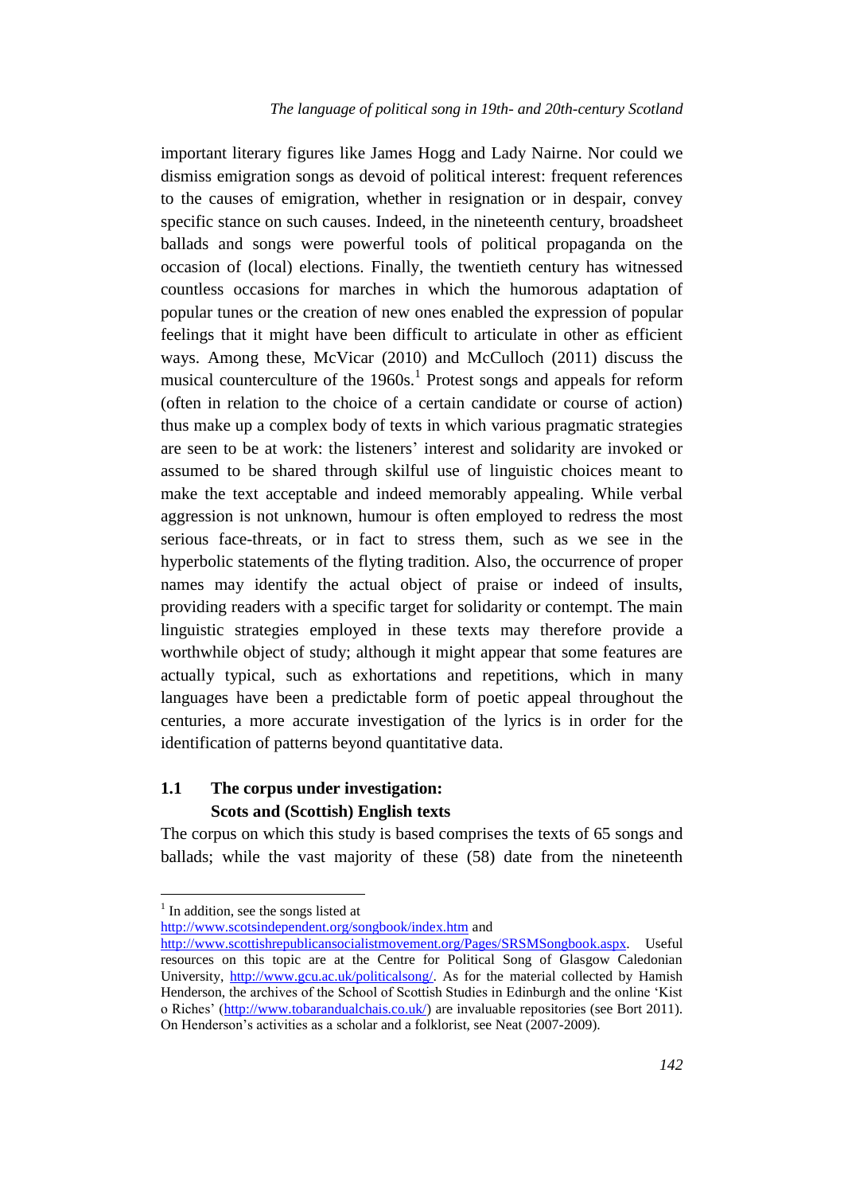important literary figures like James Hogg and Lady Nairne. Nor could we dismiss emigration songs as devoid of political interest: frequent references to the causes of emigration, whether in resignation or in despair, convey specific stance on such causes. Indeed, in the nineteenth century, broadsheet ballads and songs were powerful tools of political propaganda on the occasion of (local) elections. Finally, the twentieth century has witnessed countless occasions for marches in which the humorous adaptation of popular tunes or the creation of new ones enabled the expression of popular feelings that it might have been difficult to articulate in other as efficient ways. Among these, McVicar (2010) and McCulloch (2011) discuss the musical counterculture of the 1960s.[1] Protest songs and appeals for reform (often in relation to the choice of a certain candidate or course of action) thus make up a complex body of texts in which various pragmatic strategies are seen to be at work: the listeners' interest and solidarity are invoked or assumed to be shared through skilful use of linguistic choices meant to make the text acceptable and indeed memorably appealing. While verbal aggression is not unknown, humour is often employed to redress the most serious face-threats, or in fact to stress them, such as we see in the hyperbolic statements of the flyting tradition. Also, the occurrence of proper names may identify the actual object of praise or indeed of insults, providing readers with a specific target for solidarity or contempt. The main linguistic strategies employed in these texts may therefore provide a worthwhile object of study; although it might appear that some features are actually typical, such as exhortations and repetitions, which in many languages have been a predictable form of poetic appeal throughout the centuries, a more accurate investigation of the lyrics is in order for the identification of patterns beyond quantitative data.

## 1.1 The corpus under investigation: Scots and (Scottish) English texts

The corpus on which this study is based comprises the texts of 65 songs and ballads; while the vast majority of these (58) date from the nineteenth

---

[1] In addition, see the songs listed at http://www.scotsindependent.org/songbook/index.htm and http://www.scottishrepublicansocialistmovement.org/Pages/SRSMSongbook.aspx. Useful resources on this topic are at the Centre for Political Song of Glasgow Caledonian University, http://www.gcu.ac.uk/politicalsong/. As for the material collected by Hamish Henderson, the archives of the School of Scottish Studies in Edinburgh and the online 'Kist o Riches' (http://www.tobarandualchais.co.uk/) are invaluable repositories (see Bort 2011). On Henderson's activities as a scholar and a folklorist, see Neat (2007-2009).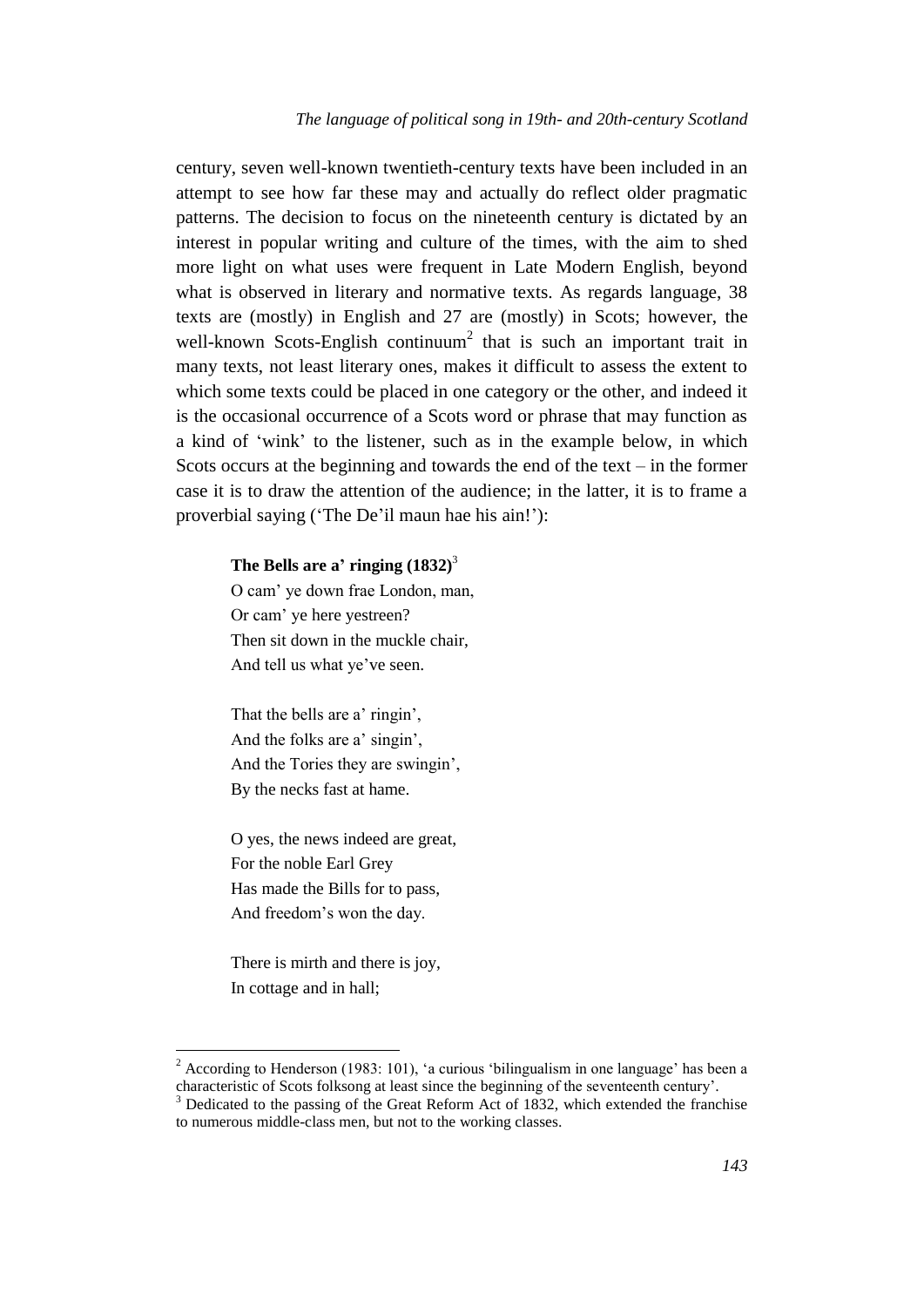century, seven well-known twentieth-century texts have been included in an attempt to see how far these may and actually do reflect older pragmatic patterns. The decision to focus on the nineteenth century is dictated by an interest in popular writing and culture of the times, with the aim to shed more light on what uses were frequent in Late Modern English, beyond what is observed in literary and normative texts. As regards language, 38 texts are (mostly) in English and 27 are (mostly) in Scots; however, the well-known Scots-English continuum[2] that is such an important trait in many texts, not least literary ones, makes it difficult to assess the extent to which some texts could be placed in one category or the other, and indeed it is the occasional occurrence of a Scots word or phrase that may function as a kind of 'wink' to the listener, such as in the example below, in which Scots occurs at the beginning and towards the end of the text – in the former case it is to draw the attention of the audience; in the latter, it is to frame a proverbial saying ('The De'il maun hae his ain!'):

> **The Bells are a' ringing (1832)**[3]
> O cam' ye down frae London, man,
> Or cam' ye here yestreen?
> Then sit down in the muckle chair,
> And tell us what ye've seen.
>
> That the bells are a' ringin',
> And the folks are a' singin',
> And the Tories they are swingin',
> By the necks fast at hame.
>
> O yes, the news indeed are great,
> For the noble Earl Grey
> Has made the Bills for to pass,
> And freedom's won the day.
>
> There is mirth and there is joy,
> In cottage and in hall;

---

[2] According to Henderson (1983: 101), 'a curious 'bilingualism in one language' has been a characteristic of Scots folksong at least since the beginning of the seventeenth century'.

[3] Dedicated to the passing of the Great Reform Act of 1832, which extended the franchise to numerous middle-class men, but not to the working classes.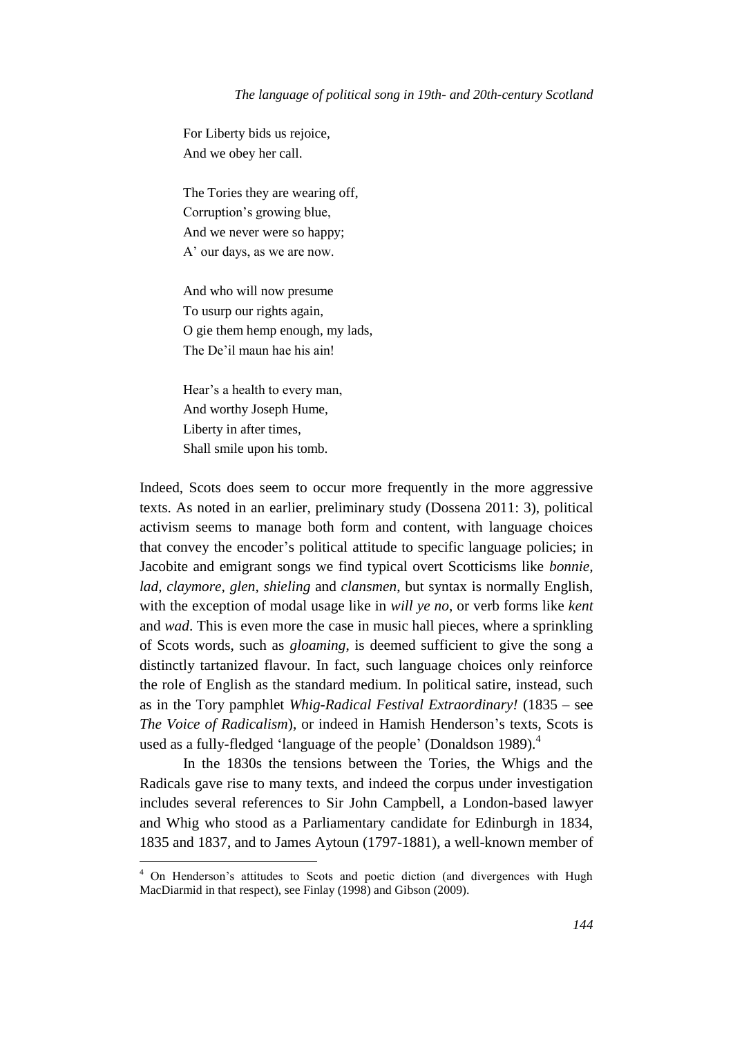For Liberty bids us rejoice,  
And we obey her call.

The Tories they are wearing off,  
Corruption's growing blue,  
And we never were so happy;  
A' our days, as we are now.

And who will now presume  
To usurp our rights again,  
O gie them hemp enough, my lads,  
The De'il maun hae his ain!

Hear's a health to every man,  
And worthy Joseph Hume,  
Liberty in after times,  
Shall smile upon his tomb.

Indeed, Scots does seem to occur more frequently in the more aggressive texts. As noted in an earlier, preliminary study (Dossena 2011: 3), political activism seems to manage both form and content, with language choices that convey the encoder's political attitude to specific language policies; in Jacobite and emigrant songs we find typical overt Scotticisms like *bonnie*, *lad*, *claymore*, *glen*, *shieling* and *clansmen*, but syntax is normally English, with the exception of modal usage like in *will ye no*, or verb forms like *kent* and *wad*. This is even more the case in music hall pieces, where a sprinkling of Scots words, such as *gloaming*, is deemed sufficient to give the song a distinctly tartanized flavour. In fact, such language choices only reinforce the role of English as the standard medium. In political satire, instead, such as in the Tory pamphlet *Whig-Radical Festival Extraordinary!* (1835 – see *The Voice of Radicalism*), or indeed in Hamish Henderson's texts, Scots is used as a fully-fledged 'language of the people' (Donaldson 1989).[4]

In the 1830s the tensions between the Tories, the Whigs and the Radicals gave rise to many texts, and indeed the corpus under investigation includes several references to Sir John Campbell, a London-based lawyer and Whig who stood as a Parliamentary candidate for Edinburgh in 1834, 1835 and 1837, and to James Aytoun (1797-1881), a well-known member of

[4] On Henderson's attitudes to Scots and poetic diction (and divergences with Hugh MacDiarmid in that respect), see Finlay (1998) and Gibson (2009).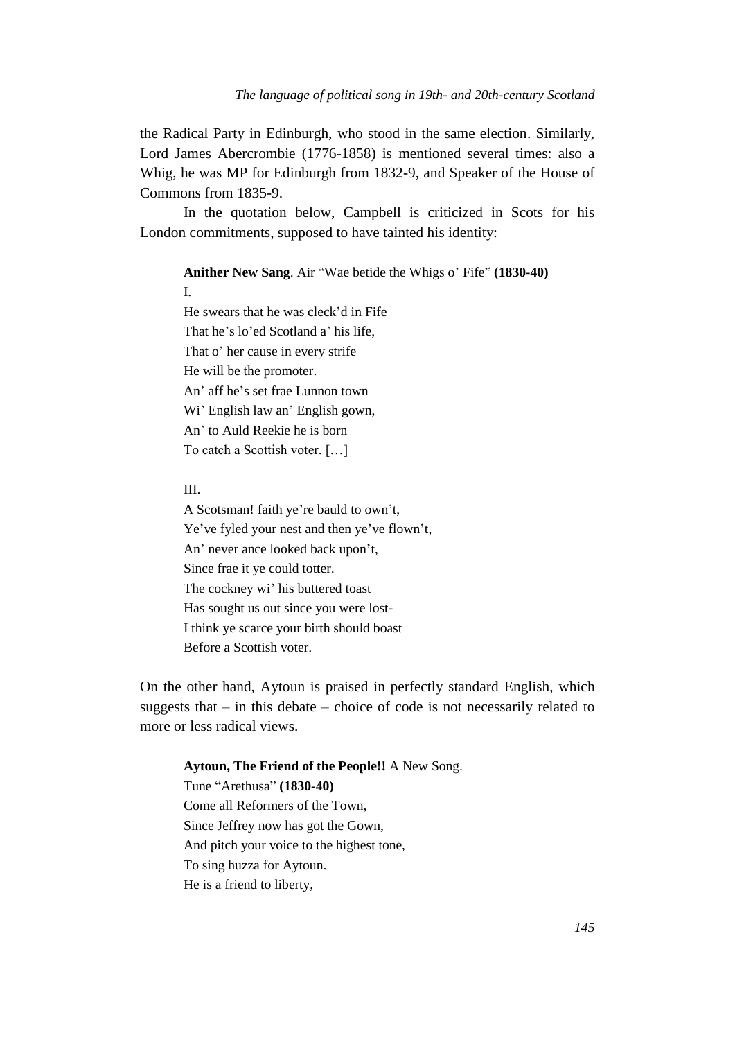the Radical Party in Edinburgh, who stood in the same election. Similarly, Lord James Abercrombie (1776-1858) is mentioned several times: also a Whig, he was MP for Edinburgh from 1832-9, and Speaker of the House of Commons from 1835-9.

In the quotation below, Campbell is criticized in Scots for his London commitments, supposed to have tainted his identity:

> **Anither New Sang**. Air "Wae betide the Whigs o' Fife" **(1830-40)**
>
> I.
>
> He swears that he was cleck'd in Fife  
> That he's lo'ed Scotland a' his life,  
> That o' her cause in every strife  
> He will be the promoter.  
> An' aff he's set frae Lunnon town  
> Wi' English law an' English gown,  
> An' to Auld Reekie he is born  
> To catch a Scottish voter. […]
>
> III.
>
> A Scotsman! faith ye're bauld to own't,  
> Ye've fyled your nest and then ye've flown't,  
> An' never ance looked back upon't,  
> Since frae it ye could totter.  
> The cockney wi' his buttered toast  
> Has sought us out since you were lost-  
> I think ye scarce your birth should boast  
> Before a Scottish voter.

On the other hand, Aytoun is praised in perfectly standard English, which suggests that – in this debate – choice of code is not necessarily related to more or less radical views.

> **Aytoun, The Friend of the People!!** A New Song.  
> Tune "Arethusa" **(1830-40)**  
> Come all Reformers of the Town,  
> Since Jeffrey now has got the Gown,  
> And pitch your voice to the highest tone,  
> To sing huzza for Aytoun.  
> He is a friend to liberty,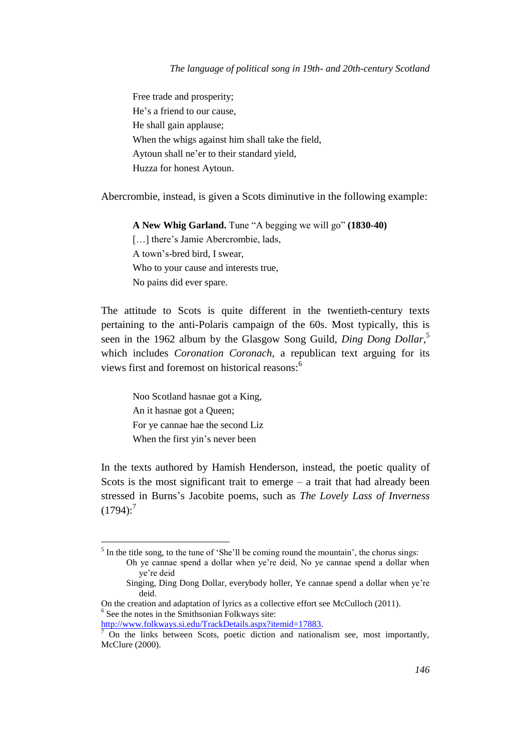> Free trade and prosperity;
> He's a friend to our cause,
> He shall gain applause;
> When the whigs against him shall take the field,
> Aytoun shall ne'er to their standard yield,
> Huzza for honest Aytoun.

Abercrombie, instead, is given a Scots diminutive in the following example:

> **A New Whig Garland.** Tune "A begging we will go" **(1830-40)**
> […] there's Jamie Abercrombie, lads,
> A town's-bred bird, I swear,
> Who to your cause and interests true,
> No pains did ever spare.

The attitude to Scots is quite different in the twentieth-century texts pertaining to the anti-Polaris campaign of the 60s. Most typically, this is seen in the 1962 album by the Glasgow Song Guild, *Ding Dong Dollar*,[5] which includes *Coronation Coronach*, a republican text arguing for its views first and foremost on historical reasons:[6]

> Noo Scotland hasnae got a King,
> An it hasnae got a Queen;
> For ye cannae hae the second Liz
> When the first yin's never been

In the texts authored by Hamish Henderson, instead, the poetic quality of Scots is the most significant trait to emerge – a trait that had already been stressed in Burns's Jacobite poems, such as *The Lovely Lass of Inverness* (1794):[7]

---

[5] In the title song, to the tune of 'She'll be coming round the mountain', the chorus sings:

> Oh ye cannae spend a dollar when ye're deid, No ye cannae spend a dollar when ye're deid
> Singing, Ding Dong Dollar, everybody holler, Ye cannae spend a dollar when ye're deid.

On the creation and adaptation of lyrics as a collective effort see McCulloch (2011).

[6] See the notes in the Smithsonian Folkways site: http://www.folkways.si.edu/TrackDetails.aspx?itemid=17883.

[7] On the links between Scots, poetic diction and nationalism see, most importantly, McClure (2000).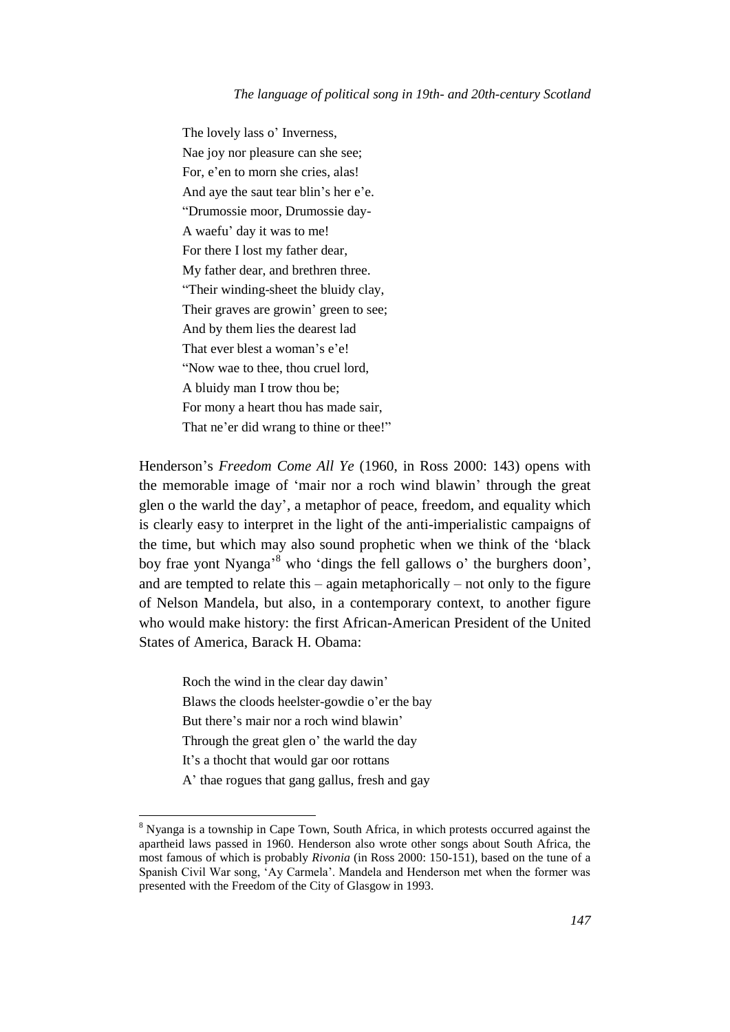The lovely lass o' Inverness,
Nae joy nor pleasure can she see;
For, e'en to morn she cries, alas!
And aye the saut tear blin's her e'e.
"Drumossie moor, Drumossie day-
A waefu' day it was to me!
For there I lost my father dear,
My father dear, and brethren three.
"Their winding-sheet the bluidy clay,
Their graves are growin' green to see;
And by them lies the dearest lad
That ever blest a woman's e'e!
"Now wae to thee, thou cruel lord,
A bluidy man I trow thou be;
For mony a heart thou has made sair,
That ne'er did wrang to thine or thee!"

Henderson's *Freedom Come All Ye* (1960, in Ross 2000: 143) opens with the memorable image of 'mair nor a roch wind blawin' through the great glen o the warld the day', a metaphor of peace, freedom, and equality which is clearly easy to interpret in the light of the anti-imperialistic campaigns of the time, but which may also sound prophetic when we think of the 'black boy frae yont Nyanga'[8] who 'dings the fell gallows o' the burghers doon', and are tempted to relate this – again metaphorically – not only to the figure of Nelson Mandela, but also, in a contemporary context, to another figure who would make history: the first African-American President of the United States of America, Barack H. Obama:

Roch the wind in the clear day dawin'
Blaws the cloods heelster-gowdie o'er the bay
But there's mair nor a roch wind blawin'
Through the great glen o' the warld the day
It's a thocht that would gar oor rottans
A' thae rogues that gang gallus, fresh and gay

[8] Nyanga is a township in Cape Town, South Africa, in which protests occurred against the apartheid laws passed in 1960. Henderson also wrote other songs about South Africa, the most famous of which is probably *Rivonia* (in Ross 2000: 150-151), based on the tune of a Spanish Civil War song, 'Ay Carmela'. Mandela and Henderson met when the former was presented with the Freedom of the City of Glasgow in 1993.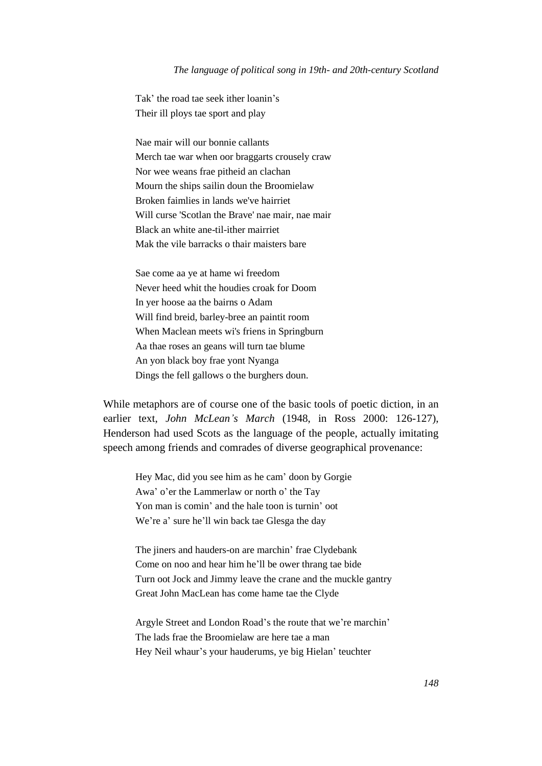Tak' the road tae seek ither loanin's  
Their ill ploys tae sport and play

Nae mair will our bonnie callants  
Merch tae war when oor braggarts crousely craw  
Nor wee weans frae pitheid an clachan  
Mourn the ships sailin doun the Broomielaw  
Broken faimlies in lands we've hairriet  
Will curse 'Scotlan the Brave' nae mair, nae mair  
Black an white ane-til-ither mairriet  
Mak the vile barracks o thair maisters bare

Sae come aa ye at hame wi freedom  
Never heed whit the houdies croak for Doom  
In yer hoose aa the bairns o Adam  
Will find breid, barley-bree an paintit room  
When Maclean meets wi's friens in Springburn  
Aa thae roses an geans will turn tae blume  
An yon black boy frae yont Nyanga  
Dings the fell gallows o the burghers doun.

While metaphors are of course one of the basic tools of poetic diction, in an earlier text, *John McLean's March* (1948, in Ross 2000: 126-127), Henderson had used Scots as the language of the people, actually imitating speech among friends and comrades of diverse geographical provenance:

Hey Mac, did you see him as he cam' doon by Gorgie  
Awa' o'er the Lammerlaw or north o' the Tay  
Yon man is comin' and the hale toon is turnin' oot  
We're a' sure he'll win back tae Glesga the day

The jiners and hauders-on are marchin' frae Clydebank  
Come on noo and hear him he'll be ower thrang tae bide  
Turn oot Jock and Jimmy leave the crane and the muckle gantry  
Great John MacLean has come hame tae the Clyde

Argyle Street and London Road's the route that we're marchin'  
The lads frae the Broomielaw are here tae a man  
Hey Neil whaur's your hauderums, ye big Hielan' teuchter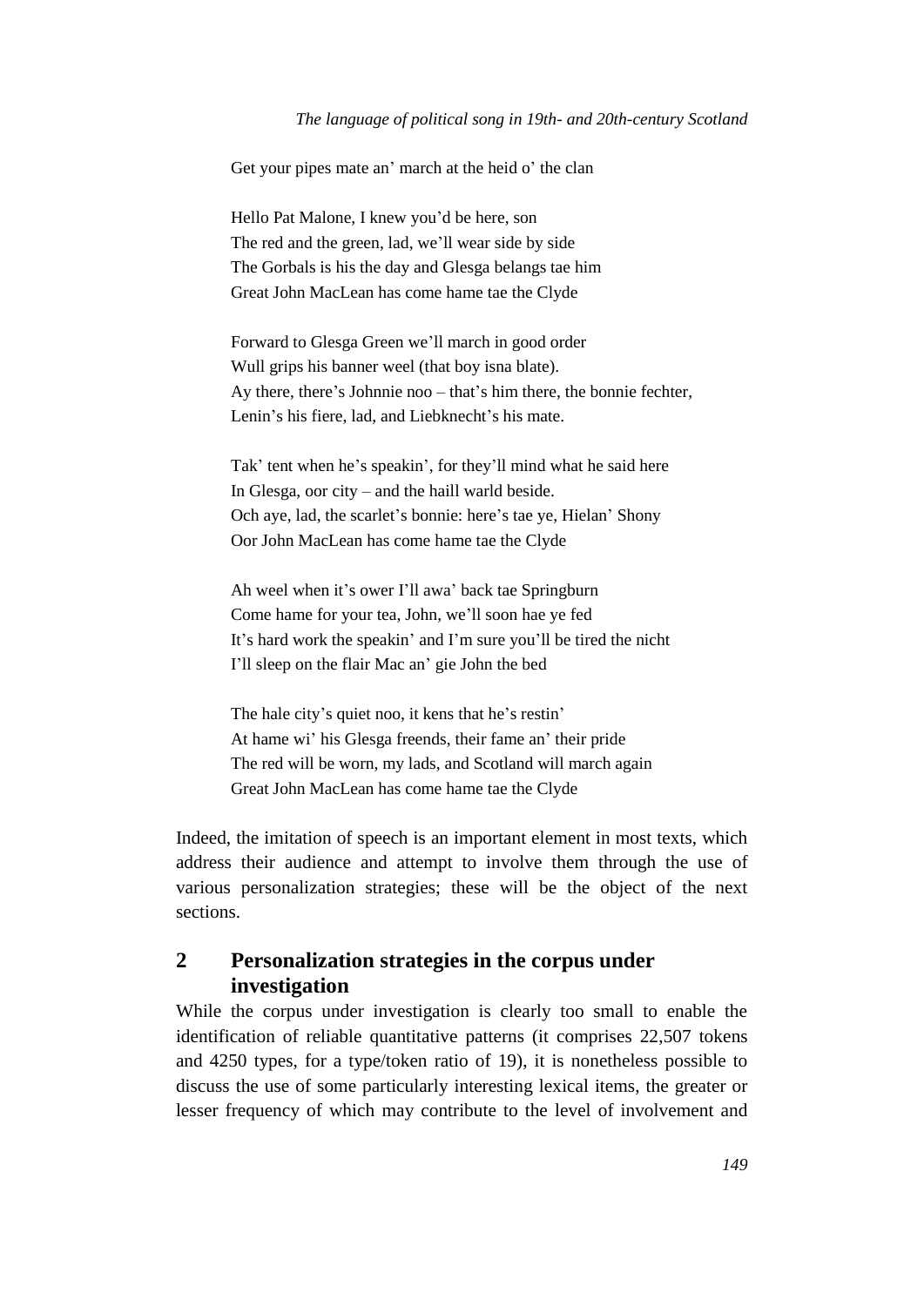Get your pipes mate an' march at the heid o' the clan

Hello Pat Malone, I knew you'd be here, son  
The red and the green, lad, we'll wear side by side  
The Gorbals is his the day and Glesga belangs tae him  
Great John MacLean has come hame tae the Clyde

Forward to Glesga Green we'll march in good order  
Wull grips his banner weel (that boy isna blate).  
Ay there, there's Johnnie noo – that's him there, the bonnie fechter,  
Lenin's his fiere, lad, and Liebknecht's his mate.

Tak' tent when he's speakin', for they'll mind what he said here  
In Glesga, oor city – and the haill warld beside.  
Och aye, lad, the scarlet's bonnie: here's tae ye, Hielan' Shony  
Oor John MacLean has come hame tae the Clyde

Ah weel when it's ower I'll awa' back tae Springburn  
Come hame for your tea, John, we'll soon hae ye fed  
It's hard work the speakin' and I'm sure you'll be tired the nicht  
I'll sleep on the flair Mac an' gie John the bed

The hale city's quiet noo, it kens that he's restin'  
At hame wi' his Glesga freends, their fame an' their pride  
The red will be worn, my lads, and Scotland will march again  
Great John MacLean has come hame tae the Clyde

Indeed, the imitation of speech is an important element in most texts, which address their audience and attempt to involve them through the use of various personalization strategies; these will be the object of the next sections.

## 2 Personalization strategies in the corpus under investigation

While the corpus under investigation is clearly too small to enable the identification of reliable quantitative patterns (it comprises 22,507 tokens and 4250 types, for a type/token ratio of 19), it is nonetheless possible to discuss the use of some particularly interesting lexical items, the greater or lesser frequency of which may contribute to the level of involvement and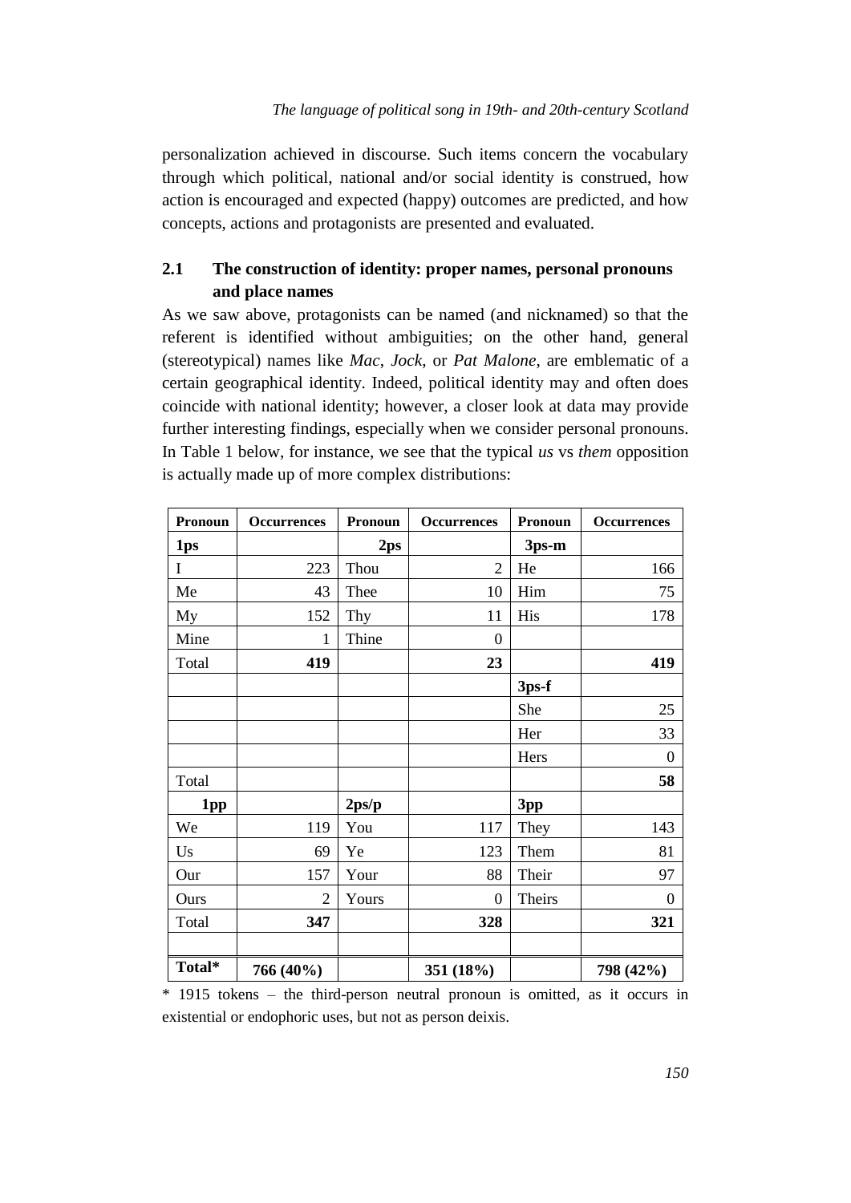personalization achieved in discourse. Such items concern the vocabulary through which political, national and/or social identity is construed, how action is encouraged and expected (happy) outcomes are predicted, and how concepts, actions and protagonists are presented and evaluated.

### 2.1 The construction of identity: proper names, personal pronouns and place names

As we saw above, protagonists can be named (and nicknamed) so that the referent is identified without ambiguities; on the other hand, general (stereotypical) names like *Mac*, *Jock*, or *Pat Malone*, are emblematic of a certain geographical identity. Indeed, political identity may and often does coincide with national identity; however, a closer look at data may provide further interesting findings, especially when we consider personal pronouns. In Table 1 below, for instance, we see that the typical *us* vs *them* opposition is actually made up of more complex distributions:

| **Pronoun** | **Occurrences** | **Pronoun** | **Occurrences** | **Pronoun** | **Occurrences** |
|---|---|---|---|---|---|
| **1ps** | | **2ps** | | **3ps-m** | |
| I | 223 | Thou | 2 | He | 166 |
| Me | 43 | Thee | 10 | Him | 75 |
| My | 152 | Thy | 11 | His | 178 |
| Mine | 1 | Thine | 0 | | |
| Total | **419** | | **23** | | **419** |
| | | | | **3ps-f** | |
| | | | | She | 25 |
| | | | | Her | 33 |
| | | | | Hers | 0 |
| Total | | | | | **58** |
| **1pp** | | **2ps/p** | | **3pp** | |
| We | 119 | You | 117 | They | 143 |
| Us | 69 | Ye | 123 | Them | 81 |
| Our | 157 | Your | 88 | Their | 97 |
| Ours | 2 | Yours | 0 | Theirs | 0 |
| Total | **347** | | **328** | | **321** |
| | | | | | |
| **Total*** | **766 (40%)** | | **351 (18%)** | | **798 (42%)** |

* 1915 tokens – the third-person neutral pronoun is omitted, as it occurs in existential or endophoric uses, but not as person deixis.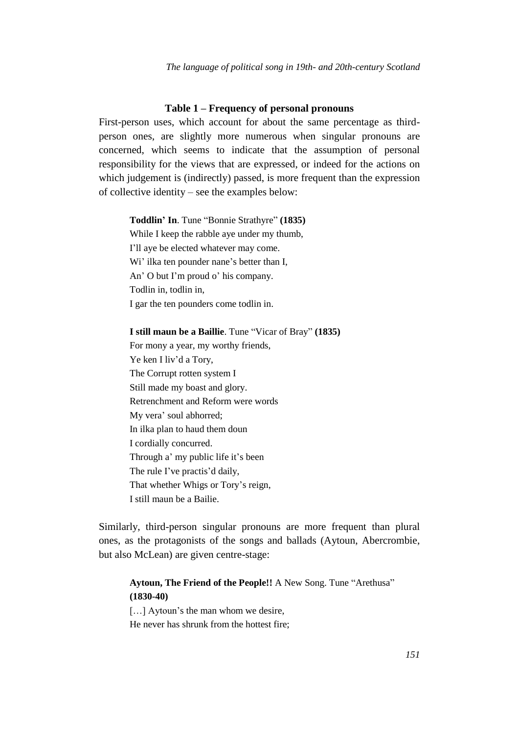**Table 1 – Frequency of personal pronouns**

First-person uses, which account for about the same percentage as third-person ones, are slightly more numerous when singular pronouns are concerned, which seems to indicate that the assumption of personal responsibility for the views that are expressed, or indeed for the actions on which judgement is (indirectly) passed, is more frequent than the expression of collective identity – see the examples below:

> **Toddlin' In**. Tune "Bonnie Strathyre" **(1835)**
> While I keep the rabble aye under my thumb,
> I'll aye be elected whatever may come.
> Wi' ilka ten pounder nane's better than I,
> An' O but I'm proud o' his company.
> Todlin in, todlin in,
> I gar the ten pounders come todlin in.
>
> **I still maun be a Baillie**. Tune "Vicar of Bray" **(1835)**
> For mony a year, my worthy friends,
> Ye ken I liv'd a Tory,
> The Corrupt rotten system I
> Still made my boast and glory.
> Retrenchment and Reform were words
> My vera' soul abhorred;
> In ilka plan to haud them doun
> I cordially concurred.
> Through a' my public life it's been
> The rule I've practis'd daily,
> That whether Whigs or Tory's reign,
> I still maun be a Bailie.

Similarly, third-person singular pronouns are more frequent than plural ones, as the protagonists of the songs and ballads (Aytoun, Abercrombie, but also McLean) are given centre-stage:

> **Aytoun, The Friend of the People!!** A New Song. Tune "Arethusa" **(1830-40)**
> […] Aytoun's the man whom we desire,
> He never has shrunk from the hottest fire;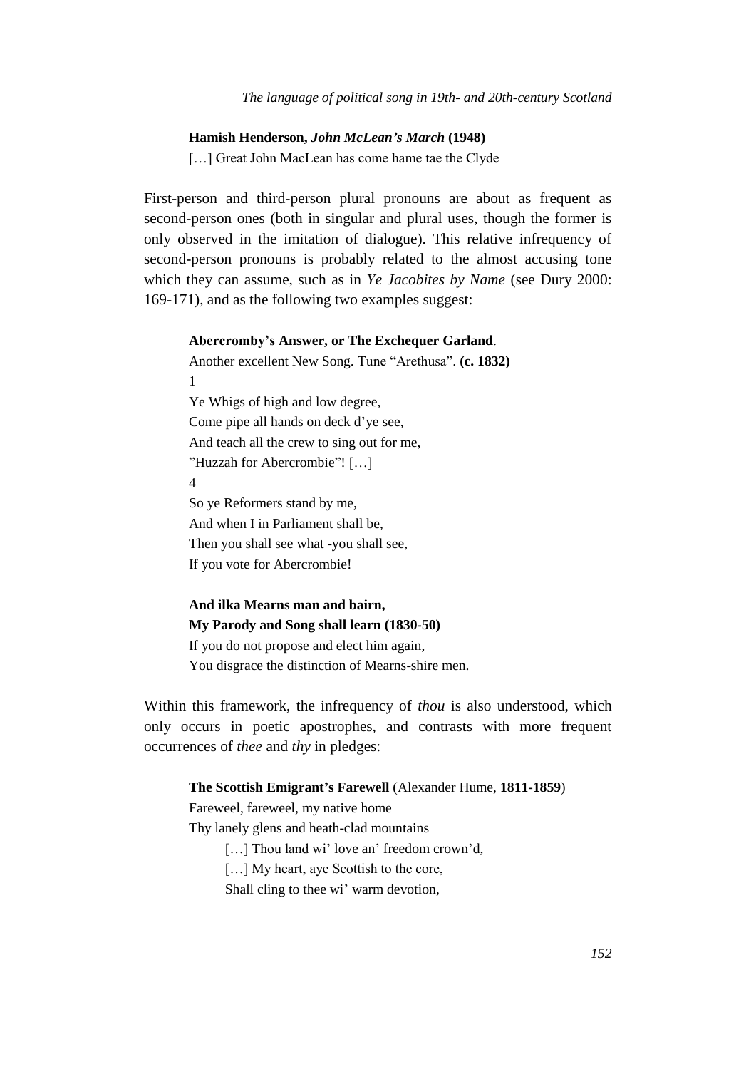**Hamish Henderson, *John McLean's March* (1948)**

[…] Great John MacLean has come hame tae the Clyde

First-person and third-person plural pronouns are about as frequent as second-person ones (both in singular and plural uses, though the former is only observed in the imitation of dialogue). This relative infrequency of second-person pronouns is probably related to the almost accusing tone which they can assume, such as in *Ye Jacobites by Name* (see Dury 2000: 169-171), and as the following two examples suggest:

**Abercromby's Answer, or The Exchequer Garland**.
Another excellent New Song. Tune "Arethusa". **(c. 1832)**
1
Ye Whigs of high and low degree,
Come pipe all hands on deck d'ye see,
And teach all the crew to sing out for me,
"Huzzah for Abercrombie"! […]
4
So ye Reformers stand by me,
And when I in Parliament shall be,
Then you shall see what -you shall see,
If you vote for Abercrombie!

**And ilka Mearns man and bairn,**
**My Parody and Song shall learn (1830-50)**
If you do not propose and elect him again,
You disgrace the distinction of Mearns-shire men.

Within this framework, the infrequency of *thou* is also understood, which only occurs in poetic apostrophes, and contrasts with more frequent occurrences of *thee* and *thy* in pledges:

**The Scottish Emigrant's Farewell** (Alexander Hume, **1811-1859**)
Fareweel, fareweel, my native home
Thy lanely glens and heath-clad mountains
[…] Thou land wi' love an' freedom crown'd,
[…] My heart, aye Scottish to the core,
Shall cling to thee wi' warm devotion,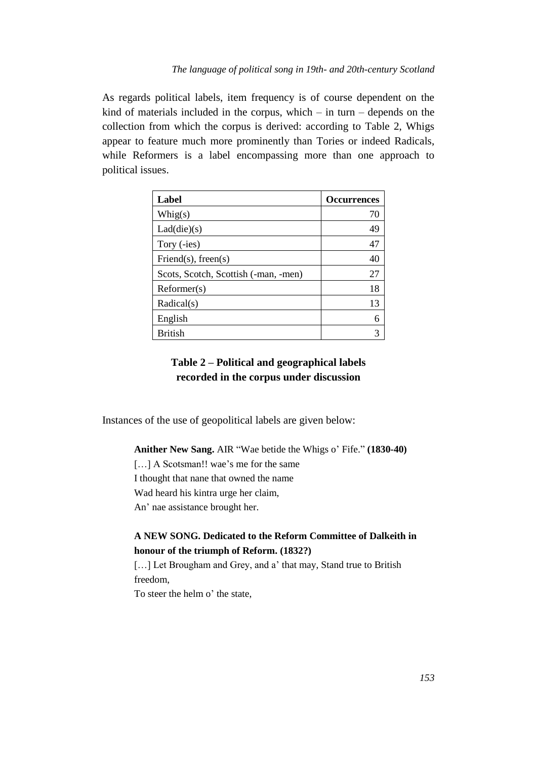As regards political labels, item frequency is of course dependent on the kind of materials included in the corpus, which – in turn – depends on the collection from which the corpus is derived: according to Table 2, Whigs appear to feature much more prominently than Tories or indeed Radicals, while Reformers is a label encompassing more than one approach to political issues.

| **Label** | **Occurrences** |
|---|---:|
| Whig(s) | 70 |
| Lad(die)(s) | 49 |
| Tory (-ies) | 47 |
| Friend(s), freen(s) | 40 |
| Scots, Scotch, Scottish (-man, -men) | 27 |
| Reformer(s) | 18 |
| Radical(s) | 13 |
| English | 6 |
| British | 3 |

**Table 2 – Political and geographical labels recorded in the corpus under discussion**

Instances of the use of geopolitical labels are given below:

> **Anither New Sang.** AIR "Wae betide the Whigs o' Fife." **(1830-40)**
> […] A Scotsman!! wae's me for the same
> I thought that nane that owned the name
> Wad heard his kintra urge her claim,
> An' nae assistance brought her.

> **A NEW SONG. Dedicated to the Reform Committee of Dalkeith in honour of the triumph of Reform. (1832?)**
> […] Let Brougham and Grey, and a' that may, Stand true to British freedom,
> To steer the helm o' the state,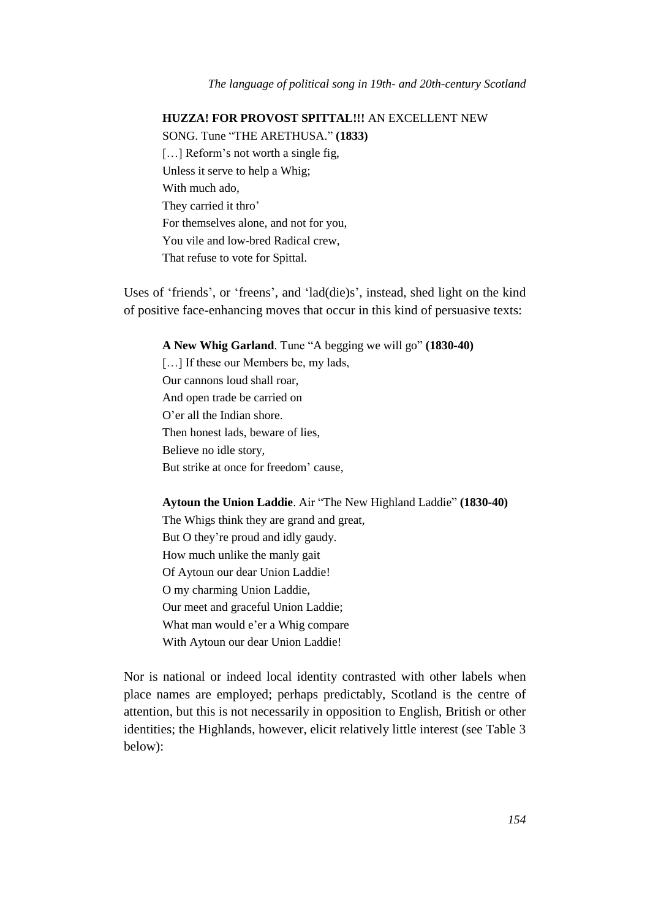**HUZZA! FOR PROVOST SPITTAL!!!** AN EXCELLENT NEW SONG. Tune "THE ARETHUSA." **(1833)**

[…] Reform's not worth a single fig,
Unless it serve to help a Whig;
With much ado,
They carried it thro'
For themselves alone, and not for you,
You vile and low-bred Radical crew,
That refuse to vote for Spittal.

Uses of 'friends', or 'freens', and 'lad(die)s', instead, shed light on the kind of positive face-enhancing moves that occur in this kind of persuasive texts:

**A New Whig Garland**. Tune "A begging we will go" **(1830-40)**

[…] If these our Members be, my lads,
Our cannons loud shall roar,
And open trade be carried on
O'er all the Indian shore.
Then honest lads, beware of lies,
Believe no idle story,
But strike at once for freedom' cause,

**Aytoun the Union Laddie**. Air "The New Highland Laddie" **(1830-40)**

The Whigs think they are grand and great,
But O they're proud and idly gaudy.
How much unlike the manly gait
Of Aytoun our dear Union Laddie!
O my charming Union Laddie,
Our meet and graceful Union Laddie;
What man would e'er a Whig compare
With Aytoun our dear Union Laddie!

Nor is national or indeed local identity contrasted with other labels when place names are employed; perhaps predictably, Scotland is the centre of attention, but this is not necessarily in opposition to English, British or other identities; the Highlands, however, elicit relatively little interest (see Table 3 below):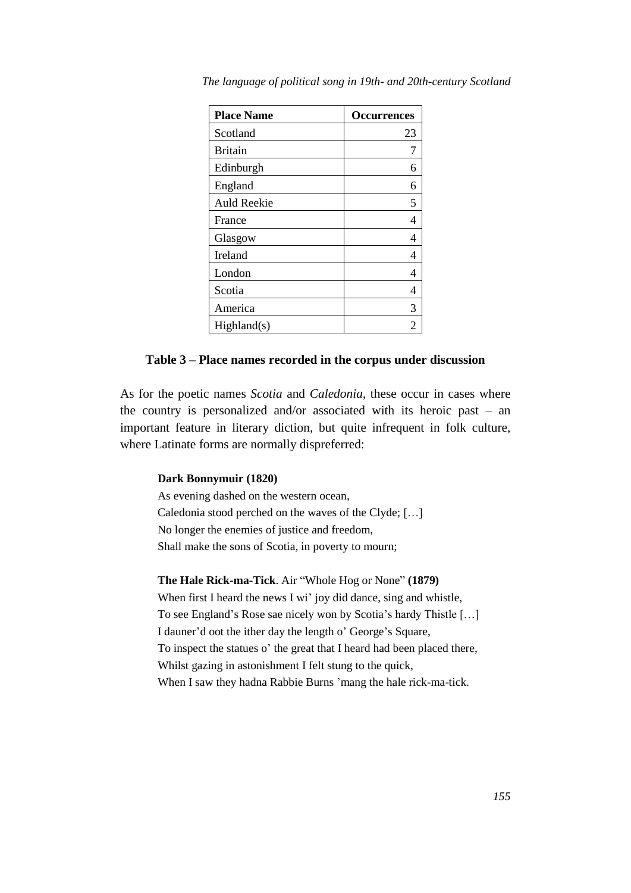| Place Name | Occurrences |
|---|---|
| Scotland | 23 |
| Britain | 7 |
| Edinburgh | 6 |
| England | 6 |
| Auld Reekie | 5 |
| France | 4 |
| Glasgow | 4 |
| Ireland | 4 |
| London | 4 |
| Scotia | 4 |
| America | 3 |
| Highland(s) | 2 |

**Table 3 – Place names recorded in the corpus under discussion**

As for the poetic names *Scotia* and *Caledonia*, these occur in cases where the country is personalized and/or associated with its heroic past – an important feature in literary diction, but quite infrequent in folk culture, where Latinate forms are normally dispreferred:

**Dark Bonnymuir (1820)**
As evening dashed on the western ocean,
Caledonia stood perched on the waves of the Clyde; […]
No longer the enemies of justice and freedom,
Shall make the sons of Scotia, in poverty to mourn;

**The Hale Rick-ma-Tick**. Air "Whole Hog or None" **(1879)**
When first I heard the news I wi' joy did dance, sing and whistle,
To see England's Rose sae nicely won by Scotia's hardy Thistle […]
I dauner'd oot the ither day the length o' George's Square,
To inspect the statues o' the great that I heard had been placed there,
Whilst gazing in astonishment I felt stung to the quick,
When I saw they hadna Rabbie Burns 'mang the hale rick-ma-tick.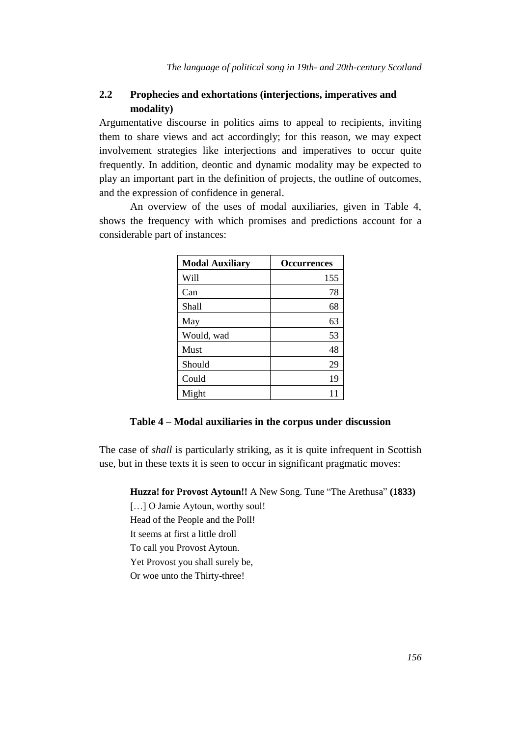## 2.2 Prophecies and exhortations (interjections, imperatives and modality)

Argumentative discourse in politics aims to appeal to recipients, inviting them to share views and act accordingly; for this reason, we may expect involvement strategies like interjections and imperatives to occur quite frequently. In addition, deontic and dynamic modality may be expected to play an important part in the definition of projects, the outline of outcomes, and the expression of confidence in general.

An overview of the uses of modal auxiliaries, given in Table 4, shows the frequency with which promises and predictions account for a considerable part of instances:

| Modal Auxiliary | Occurrences |
|---|---|
| Will | 155 |
| Can | 78 |
| Shall | 68 |
| May | 63 |
| Would, wad | 53 |
| Must | 48 |
| Should | 29 |
| Could | 19 |
| Might | 11 |

**Table 4 – Modal auxiliaries in the corpus under discussion**

The case of *shall* is particularly striking, as it is quite infrequent in Scottish use, but in these texts it is seen to occur in significant pragmatic moves:

> **Huzza! for Provost Aytoun!!** A New Song. Tune "The Arethusa" **(1833)**
> […] O Jamie Aytoun, worthy soul!
> Head of the People and the Poll!
> It seems at first a little droll
> To call you Provost Aytoun.
> Yet Provost you shall surely be,
> Or woe unto the Thirty-three!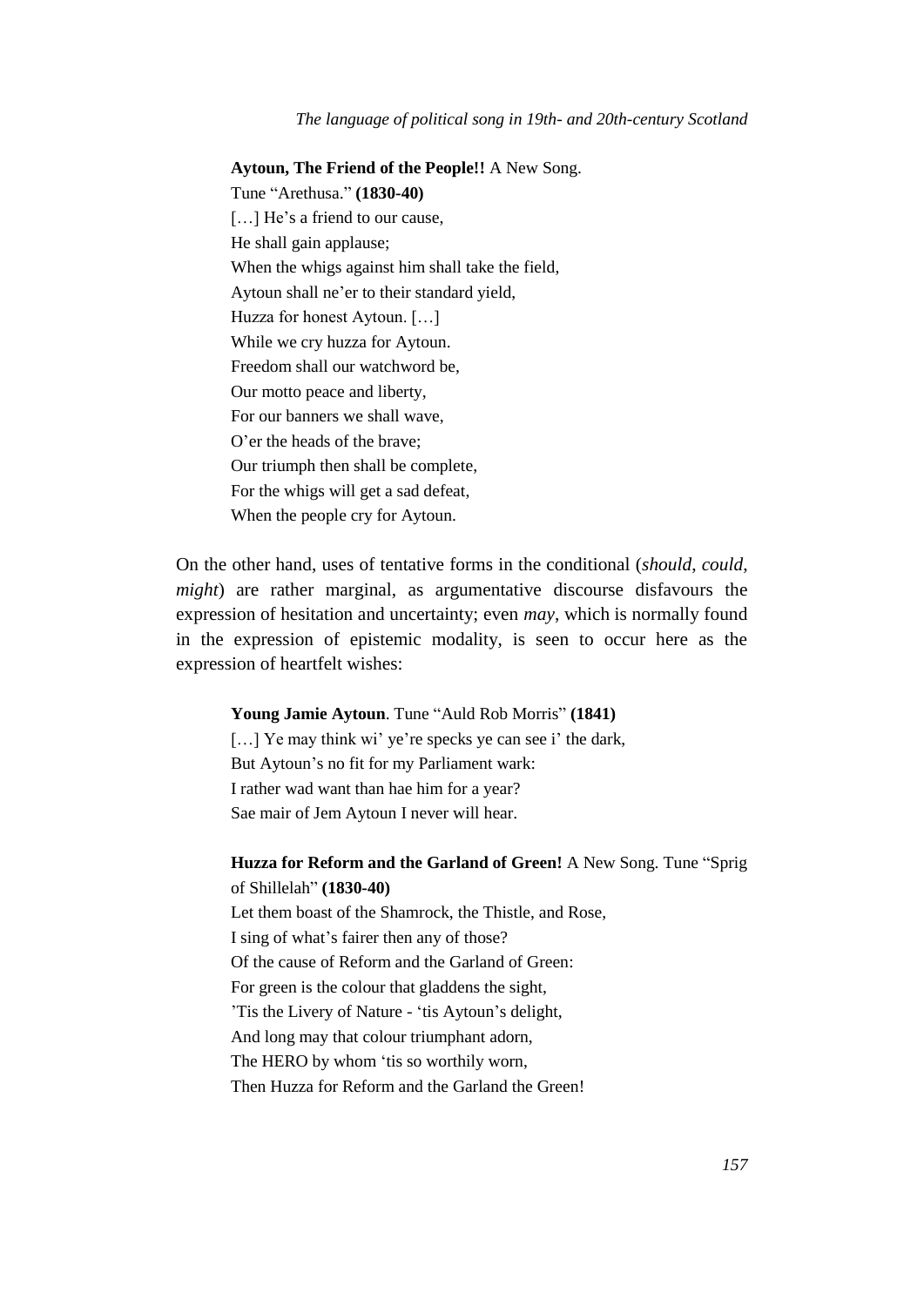**Aytoun, The Friend of the People!!** A New Song.
Tune "Arethusa." **(1830-40)**
[…] He's a friend to our cause,
He shall gain applause;
When the whigs against him shall take the field,
Aytoun shall ne'er to their standard yield,
Huzza for honest Aytoun. […]
While we cry huzza for Aytoun.
Freedom shall our watchword be,
Our motto peace and liberty,
For our banners we shall wave,
O'er the heads of the brave;
Our triumph then shall be complete,
For the whigs will get a sad defeat,
When the people cry for Aytoun.

On the other hand, uses of tentative forms in the conditional (*should*, *could*, *might*) are rather marginal, as argumentative discourse disfavours the expression of hesitation and uncertainty; even *may*, which is normally found in the expression of epistemic modality, is seen to occur here as the expression of heartfelt wishes:

**Young Jamie Aytoun**. Tune "Auld Rob Morris" **(1841)**
[…] Ye may think wi' ye're specks ye can see i' the dark,
But Aytoun's no fit for my Parliament wark:
I rather wad want than hae him for a year?
Sae mair of Jem Aytoun I never will hear.

**Huzza for Reform and the Garland of Green!** A New Song. Tune "Sprig of Shillelah" **(1830-40)**
Let them boast of the Shamrock, the Thistle, and Rose,
I sing of what's fairer then any of those?
Of the cause of Reform and the Garland of Green:
For green is the colour that gladdens the sight,
'Tis the Livery of Nature - 'tis Aytoun's delight,
And long may that colour triumphant adorn,
The HERO by whom 'tis so worthily worn,
Then Huzza for Reform and the Garland the Green!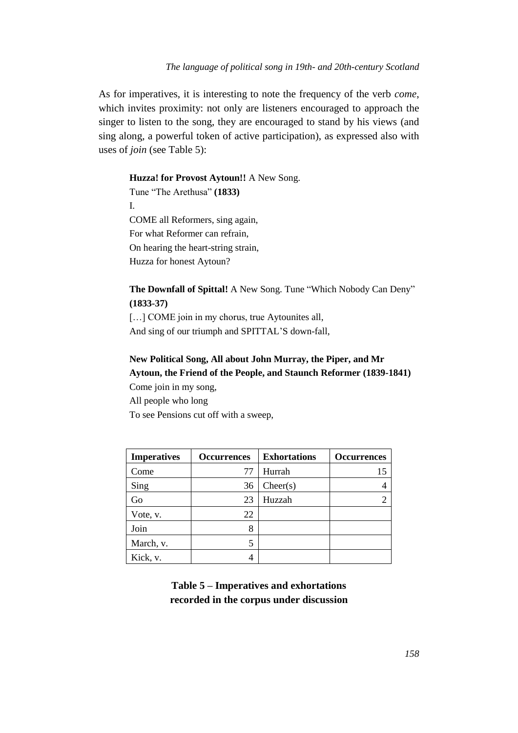As for imperatives, it is interesting to note the frequency of the verb *come*, which invites proximity: not only are listeners encouraged to approach the singer to listen to the song, they are encouraged to stand by his views (and sing along, a powerful token of active participation), as expressed also with uses of *join* (see Table 5):

> **Huzza! for Provost Aytoun!!** A New Song.
> Tune "The Arethusa" **(1833)**
> I.
> COME all Reformers, sing again,
> For what Reformer can refrain,
> On hearing the heart-string strain,
> Huzza for honest Aytoun?

> **The Downfall of Spittal!** A New Song. Tune "Which Nobody Can Deny" **(1833-37)**
> […] COME join in my chorus, true Aytounites all,
> And sing of our triumph and SPITTAL'S down-fall,

> **New Political Song, All about John Murray, the Piper, and Mr Aytoun, the Friend of the People, and Staunch Reformer (1839-1841)**
> Come join in my song,
> All people who long
> To see Pensions cut off with a sweep,

| Imperatives | Occurrences | Exhortations | Occurrences |
|---|---|---|---|
| Come | 77 | Hurrah | 15 |
| Sing | 36 | Cheer(s) | 4 |
| Go | 23 | Huzzah | 2 |
| Vote, v. | 22 | | |
| Join | 8 | | |
| March, v. | 5 | | |
| Kick, v. | 4 | | |

**Table 5 – Imperatives and exhortations recorded in the corpus under discussion**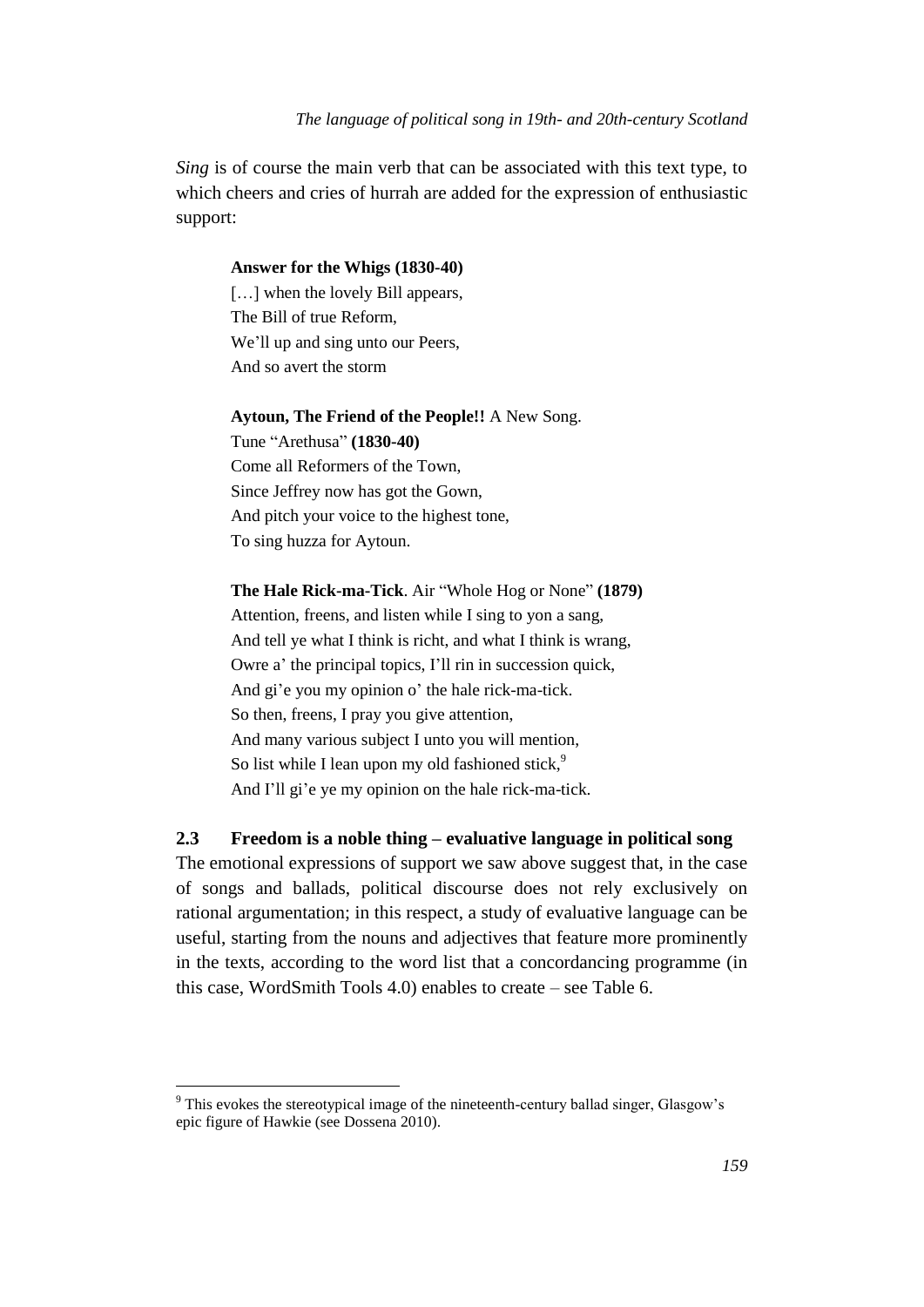*Sing* is of course the main verb that can be associated with this text type, to which cheers and cries of hurrah are added for the expression of enthusiastic support:

> **Answer for the Whigs (1830-40)**
> […] when the lovely Bill appears,
> The Bill of true Reform,
> We'll up and sing unto our Peers,
> And so avert the storm
>
> **Aytoun, The Friend of the People!!** A New Song.
> Tune "Arethusa" **(1830-40)**
> Come all Reformers of the Town,
> Since Jeffrey now has got the Gown,
> And pitch your voice to the highest tone,
> To sing huzza for Aytoun.
>
> **The Hale Rick-ma-Tick**. Air "Whole Hog or None" **(1879)**
> Attention, freens, and listen while I sing to yon a sang,
> And tell ye what I think is richt, and what I think is wrang,
> Owre a' the principal topics, I'll rin in succession quick,
> And gi'e you my opinion o' the hale rick-ma-tick.
> So then, freens, I pray you give attention,
> And many various subject I unto you will mention,
> So list while I lean upon my old fashioned stick,[9]
> And I'll gi'e ye my opinion on the hale rick-ma-tick.

## 2.3 Freedom is a noble thing – evaluative language in political song

The emotional expressions of support we saw above suggest that, in the case of songs and ballads, political discourse does not rely exclusively on rational argumentation; in this respect, a study of evaluative language can be useful, starting from the nouns and adjectives that feature more prominently in the texts, according to the word list that a concordancing programme (in this case, WordSmith Tools 4.0) enables to create – see Table 6.

---

[9] This evokes the stereotypical image of the nineteenth-century ballad singer, Glasgow's epic figure of Hawkie (see Dossena 2010).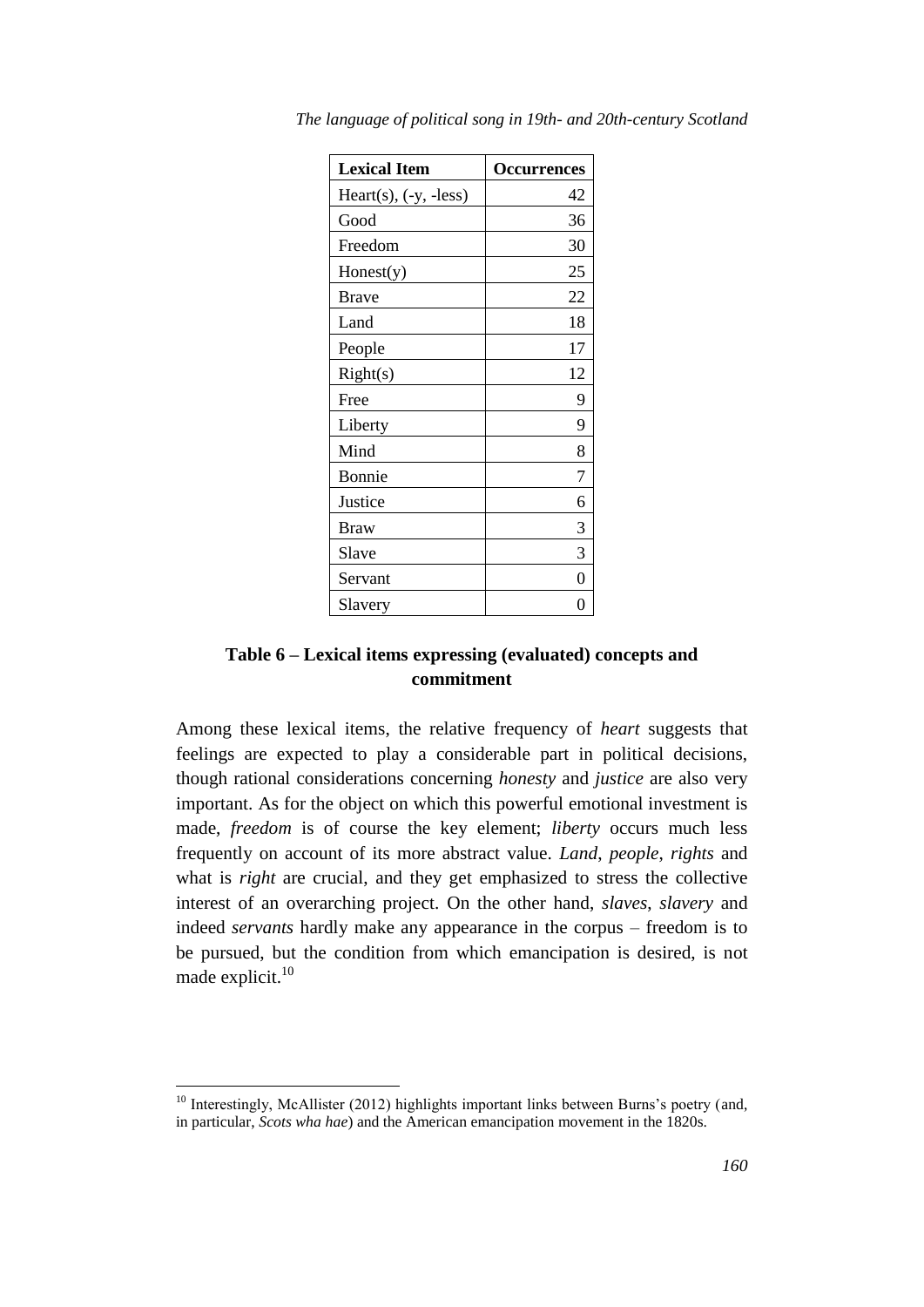| **Lexical Item** | **Occurrences** |
|---|---|
| Heart(s), (-y, -less) | 42 |
| Good | 36 |
| Freedom | 30 |
| Honest(y) | 25 |
| Brave | 22 |
| Land | 18 |
| People | 17 |
| Right(s) | 12 |
| Free | 9 |
| Liberty | 9 |
| Mind | 8 |
| Bonnie | 7 |
| Justice | 6 |
| Braw | 3 |
| Slave | 3 |
| Servant | 0 |
| Slavery | 0 |

**Table 6 – Lexical items expressing (evaluated) concepts and commitment**

Among these lexical items, the relative frequency of *heart* suggests that feelings are expected to play a considerable part in political decisions, though rational considerations concerning *honesty* and *justice* are also very important. As for the object on which this powerful emotional investment is made, *freedom* is of course the key element; *liberty* occurs much less frequently on account of its more abstract value. *Land*, *people*, *rights* and what is *right* are crucial, and they get emphasized to stress the collective interest of an overarching project. On the other hand, *slaves*, *slavery* and indeed *servants* hardly make any appearance in the corpus – freedom is to be pursued, but the condition from which emancipation is desired, is not made explicit.[10]

[10] Interestingly, McAllister (2012) highlights important links between Burns's poetry (and, in particular, *Scots wha hae*) and the American emancipation movement in the 1820s.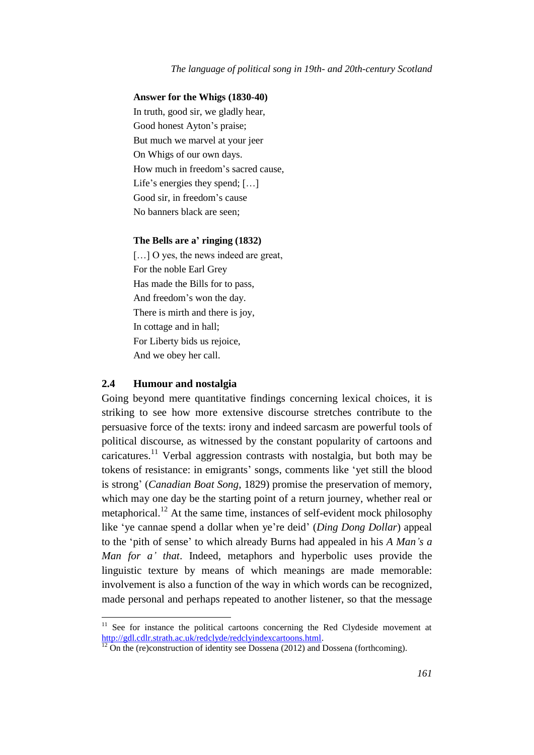**Answer for the Whigs (1830-40)**

In truth, good sir, we gladly hear,
Good honest Ayton's praise;
But much we marvel at your jeer
On Whigs of our own days.
How much in freedom's sacred cause,
Life's energies they spend; […]
Good sir, in freedom's cause
No banners black are seen;

**The Bells are a' ringing (1832)**

[…] O yes, the news indeed are great,
For the noble Earl Grey
Has made the Bills for to pass,
And freedom's won the day.
There is mirth and there is joy,
In cottage and in hall;
For Liberty bids us rejoice,
And we obey her call.

## 2.4 Humour and nostalgia

Going beyond mere quantitative findings concerning lexical choices, it is striking to see how more extensive discourse stretches contribute to the persuasive force of the texts: irony and indeed sarcasm are powerful tools of political discourse, as witnessed by the constant popularity of cartoons and caricatures.[11] Verbal aggression contrasts with nostalgia, but both may be tokens of resistance: in emigrants' songs, comments like 'yet still the blood is strong' (*Canadian Boat Song*, 1829) promise the preservation of memory, which may one day be the starting point of a return journey, whether real or metaphorical.[12] At the same time, instances of self-evident mock philosophy like 'ye cannae spend a dollar when ye're deid' (*Ding Dong Dollar*) appeal to the 'pith of sense' to which already Burns had appealed in his *A Man's a Man for a' that*. Indeed, metaphors and hyperbolic uses provide the linguistic texture by means of which meanings are made memorable: involvement is also a function of the way in which words can be recognized, made personal and perhaps repeated to another listener, so that the message

[11] See for instance the political cartoons concerning the Red Clydeside movement at http://gdl.cdlr.strath.ac.uk/redclyde/redclyindexcartoons.html.

[12] On the (re)construction of identity see Dossena (2012) and Dossena (forthcoming).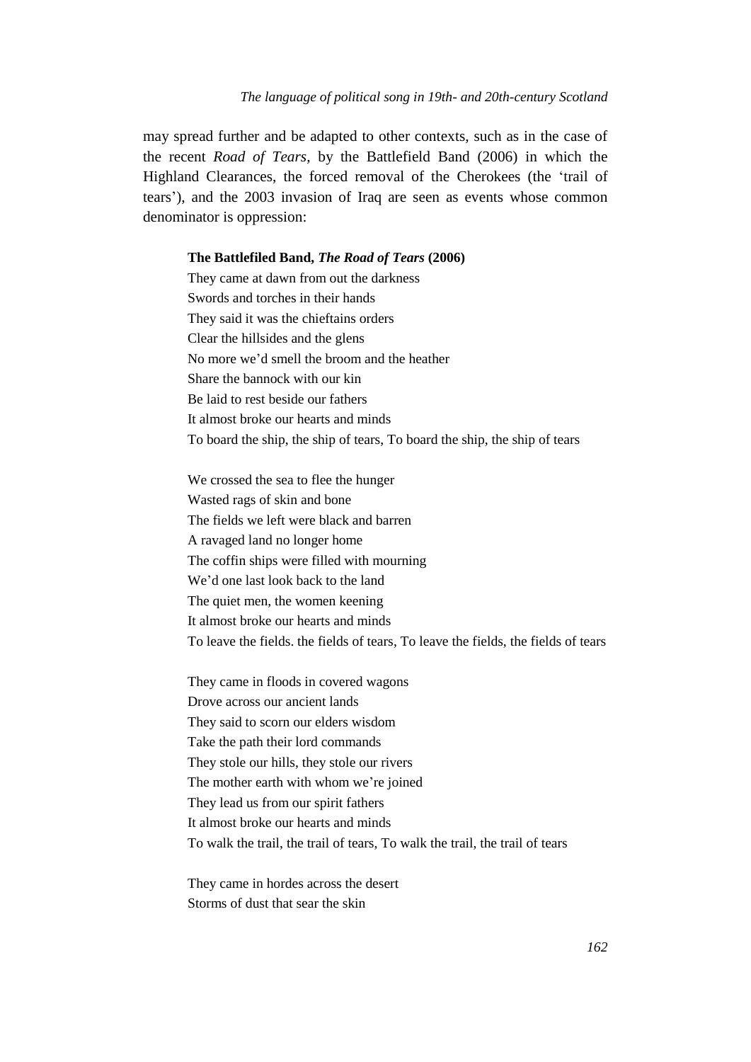may spread further and be adapted to other contexts, such as in the case of the recent *Road of Tears*, by the Battlefield Band (2006) in which the Highland Clearances, the forced removal of the Cherokees (the 'trail of tears'), and the 2003 invasion of Iraq are seen as events whose common denominator is oppression:

**The Battlefiled Band, *The Road of Tears* (2006)**

They came at dawn from out the darkness  
Swords and torches in their hands  
They said it was the chieftains orders  
Clear the hillsides and the glens  
No more we'd smell the broom and the heather  
Share the bannock with our kin  
Be laid to rest beside our fathers  
It almost broke our hearts and minds  
To board the ship, the ship of tears, To board the ship, the ship of tears

We crossed the sea to flee the hunger  
Wasted rags of skin and bone  
The fields we left were black and barren  
A ravaged land no longer home  
The coffin ships were filled with mourning  
We'd one last look back to the land  
The quiet men, the women keening  
It almost broke our hearts and minds  
To leave the fields. the fields of tears, To leave the fields, the fields of tears

They came in floods in covered wagons  
Drove across our ancient lands  
They said to scorn our elders wisdom  
Take the path their lord commands  
They stole our hills, they stole our rivers  
The mother earth with whom we're joined  
They lead us from our spirit fathers  
It almost broke our hearts and minds  
To walk the trail, the trail of tears, To walk the trail, the trail of tears

They came in hordes across the desert  
Storms of dust that sear the skin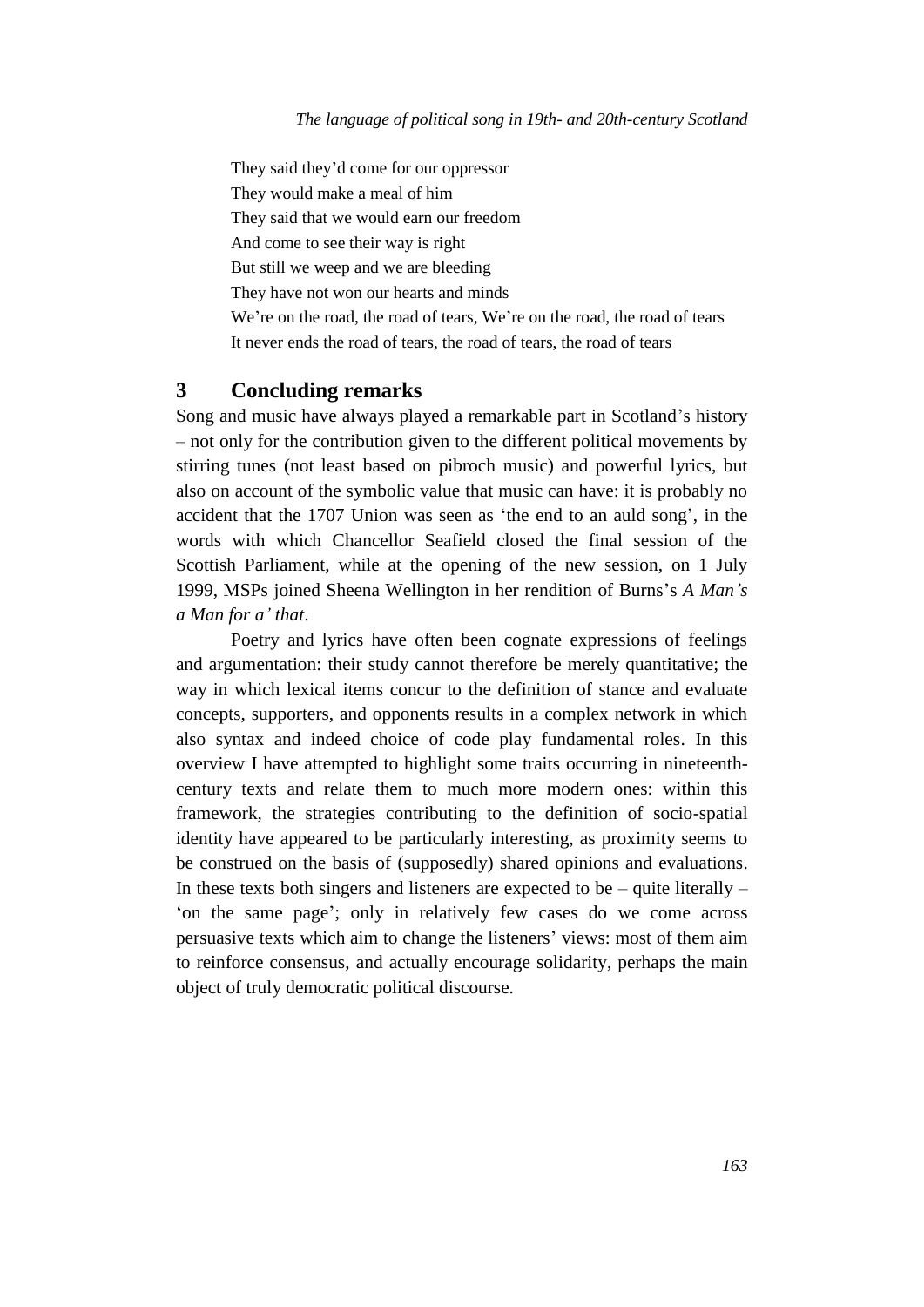They said they'd come for our oppressor  
They would make a meal of him  
They said that we would earn our freedom  
And come to see their way is right  
But still we weep and we are bleeding  
They have not won our hearts and minds  
We're on the road, the road of tears, We're on the road, the road of tears  
It never ends the road of tears, the road of tears, the road of tears

## 3 Concluding remarks

Song and music have always played a remarkable part in Scotland's history – not only for the contribution given to the different political movements by stirring tunes (not least based on pibroch music) and powerful lyrics, but also on account of the symbolic value that music can have: it is probably no accident that the 1707 Union was seen as 'the end to an auld song', in the words with which Chancellor Seafield closed the final session of the Scottish Parliament, while at the opening of the new session, on 1 July 1999, MSPs joined Sheena Wellington in her rendition of Burns's *A Man's a Man for a' that*.

Poetry and lyrics have often been cognate expressions of feelings and argumentation: their study cannot therefore be merely quantitative; the way in which lexical items concur to the definition of stance and evaluate concepts, supporters, and opponents results in a complex network in which also syntax and indeed choice of code play fundamental roles. In this overview I have attempted to highlight some traits occurring in nineteenth-century texts and relate them to much more modern ones: within this framework, the strategies contributing to the definition of socio-spatial identity have appeared to be particularly interesting, as proximity seems to be construed on the basis of (supposedly) shared opinions and evaluations. In these texts both singers and listeners are expected to be – quite literally – 'on the same page'; only in relatively few cases do we come across persuasive texts which aim to change the listeners' views: most of them aim to reinforce consensus, and actually encourage solidarity, perhaps the main object of truly democratic political discourse.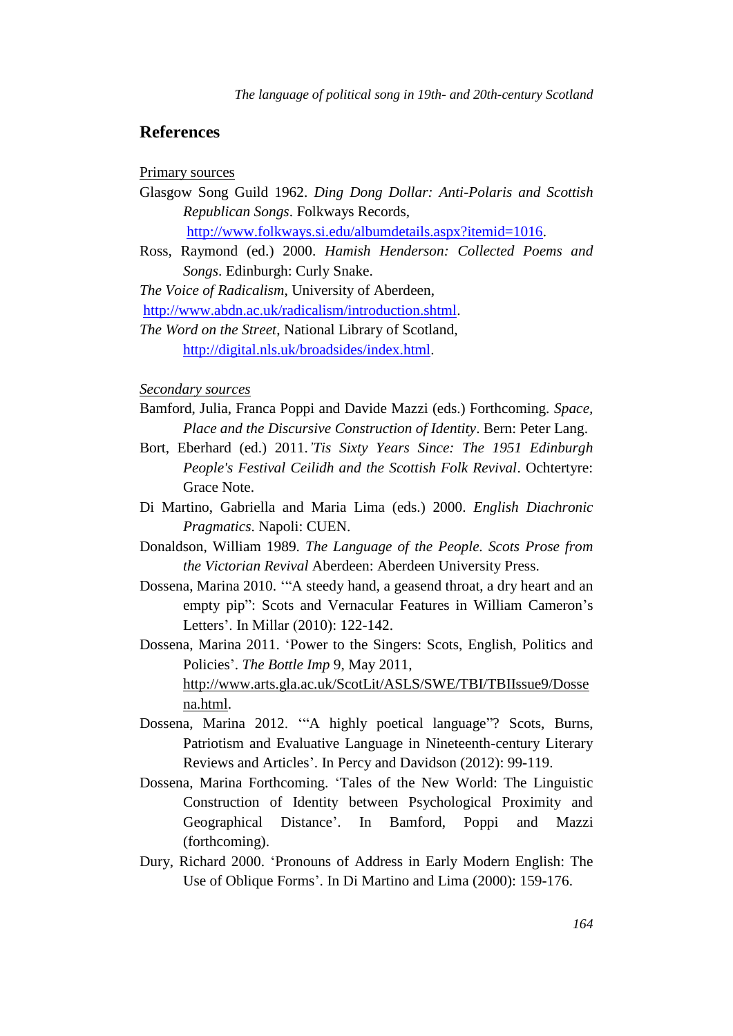## References

Primary sources

Glasgow Song Guild 1962. *Ding Dong Dollar: Anti-Polaris and Scottish Republican Songs*. Folkways Records, http://www.folkways.si.edu/albumdetails.aspx?itemid=1016.

Ross, Raymond (ed.) 2000. *Hamish Henderson: Collected Poems and Songs*. Edinburgh: Curly Snake.

*The Voice of Radicalism*, University of Aberdeen, http://www.abdn.ac.uk/radicalism/introduction.shtml.

*The Word on the Street*, National Library of Scotland, http://digital.nls.uk/broadsides/index.html.

*Secondary sources*

Bamford, Julia, Franca Poppi and Davide Mazzi (eds.) Forthcoming. *Space, Place and the Discursive Construction of Identity*. Bern: Peter Lang.

Bort, Eberhard (ed.) 2011. *'Tis Sixty Years Since: The 1951 Edinburgh People's Festival Ceilidh and the Scottish Folk Revival*. Ochtertyre: Grace Note.

Di Martino, Gabriella and Maria Lima (eds.) 2000. *English Diachronic Pragmatics*. Napoli: CUEN.

Donaldson, William 1989. *The Language of the People. Scots Prose from the Victorian Revival* Aberdeen: Aberdeen University Press.

Dossena, Marina 2010. '"A steedy hand, a geasend throat, a dry heart and an empty pip": Scots and Vernacular Features in William Cameron's Letters'. In Millar (2010): 122-142.

Dossena, Marina 2011. 'Power to the Singers: Scots, English, Politics and Policies'. *The Bottle Imp* 9, May 2011, http://www.arts.gla.ac.uk/ScotLit/ASLS/SWE/TBI/TBIIssue9/Dossena.html.

Dossena, Marina 2012. '"A highly poetical language"? Scots, Burns, Patriotism and Evaluative Language in Nineteenth-century Literary Reviews and Articles'. In Percy and Davidson (2012): 99-119.

Dossena, Marina Forthcoming. 'Tales of the New World: The Linguistic Construction of Identity between Psychological Proximity and Geographical Distance'. In Bamford, Poppi and Mazzi (forthcoming).

Dury, Richard 2000. 'Pronouns of Address in Early Modern English: The Use of Oblique Forms'. In Di Martino and Lima (2000): 159-176.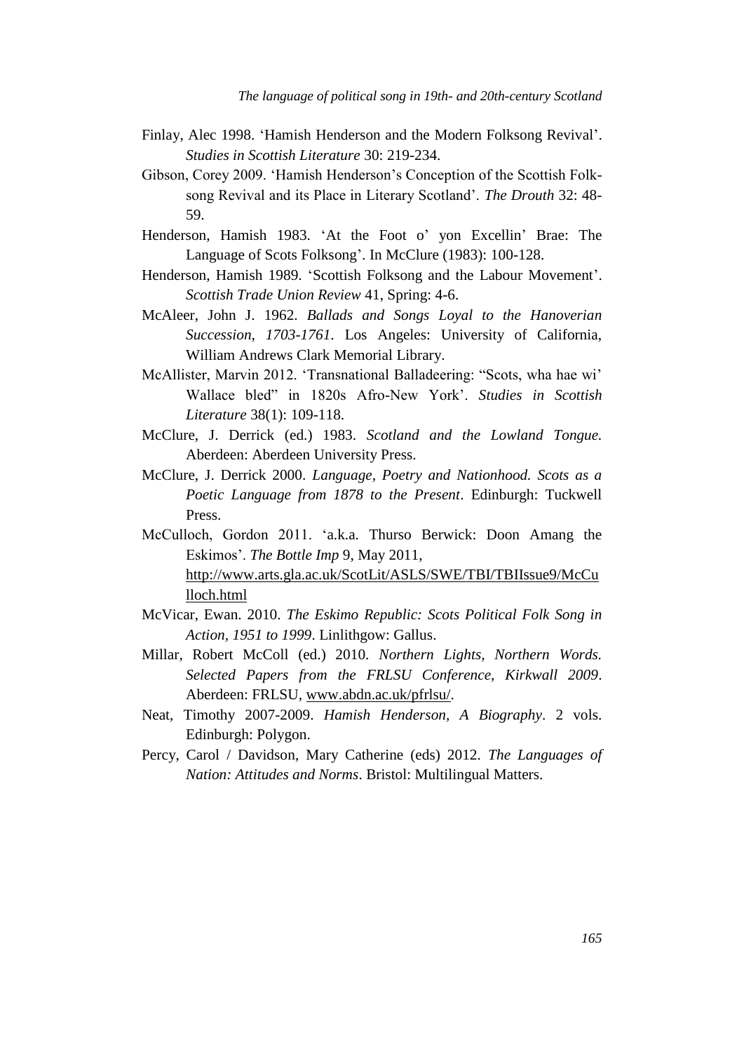Finlay, Alec 1998. 'Hamish Henderson and the Modern Folksong Revival'. *Studies in Scottish Literature* 30: 219-234.

Gibson, Corey 2009. 'Hamish Henderson's Conception of the Scottish Folk-song Revival and its Place in Literary Scotland'. *The Drouth* 32: 48-59.

Henderson, Hamish 1983. 'At the Foot o' yon Excellin' Brae: The Language of Scots Folksong'. In McClure (1983): 100-128.

Henderson, Hamish 1989. 'Scottish Folksong and the Labour Movement'. *Scottish Trade Union Review* 41, Spring: 4-6.

McAleer, John J. 1962. *Ballads and Songs Loyal to the Hanoverian Succession, 1703-1761*. Los Angeles: University of California, William Andrews Clark Memorial Library.

McAllister, Marvin 2012. 'Transnational Balladeering: "Scots, wha hae wi' Wallace bled" in 1820s Afro-New York'. *Studies in Scottish Literature* 38(1): 109-118.

McClure, J. Derrick (ed.) 1983. *Scotland and the Lowland Tongue.* Aberdeen: Aberdeen University Press.

McClure, J. Derrick 2000. *Language, Poetry and Nationhood. Scots as a Poetic Language from 1878 to the Present*. Edinburgh: Tuckwell Press.

McCulloch, Gordon 2011. 'a.k.a. Thurso Berwick: Doon Amang the Eskimos'. *The Bottle Imp* 9, May 2011, http://www.arts.gla.ac.uk/ScotLit/ASLS/SWE/TBI/TBIIssue9/McCulloch.html

McVicar, Ewan. 2010. *The Eskimo Republic: Scots Political Folk Song in Action, 1951 to 1999*. Linlithgow: Gallus.

Millar, Robert McColl (ed.) 2010. *Northern Lights, Northern Words. Selected Papers from the FRLSU Conference, Kirkwall 2009*. Aberdeen: FRLSU, www.abdn.ac.uk/pfrlsu/.

Neat, Timothy 2007-2009. *Hamish Henderson, A Biography*. 2 vols. Edinburgh: Polygon.

Percy, Carol / Davidson, Mary Catherine (eds) 2012. *The Languages of Nation: Attitudes and Norms*. Bristol: Multilingual Matters.